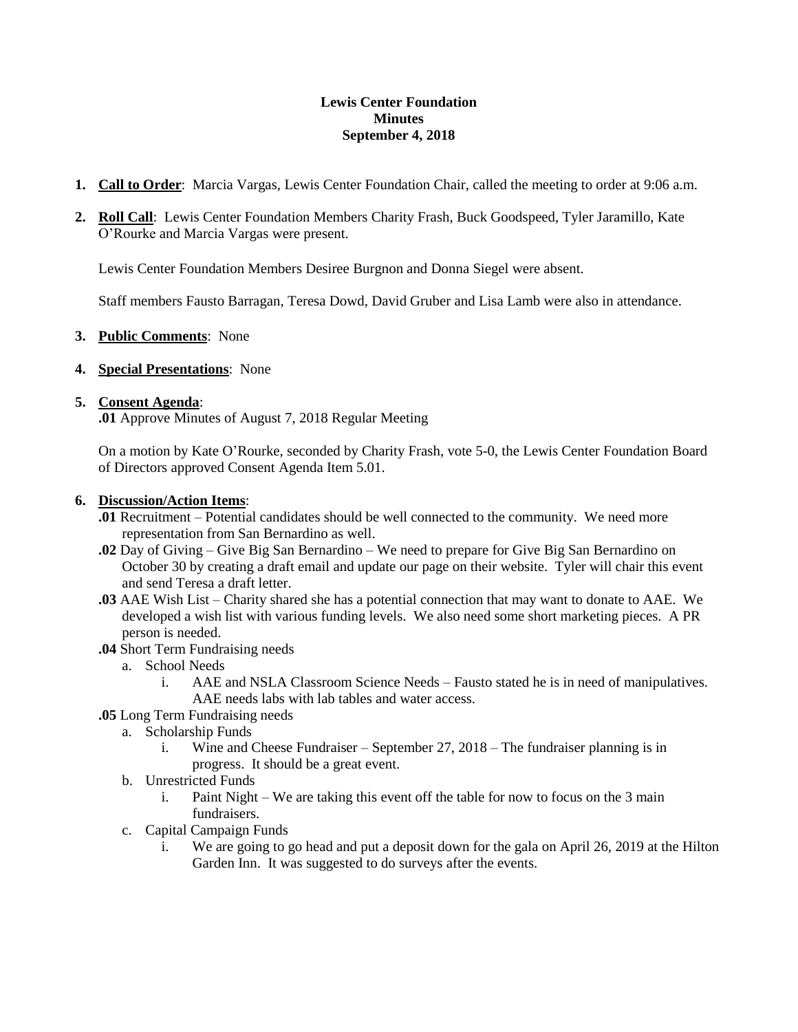**Lewis Center Foundation**
**Minutes**
**September 4, 2018**

1. **Call to Order**: Marcia Vargas, Lewis Center Foundation Chair, called the meeting to order at 9:06 a.m.

2. **Roll Call**: Lewis Center Foundation Members Charity Frash, Buck Goodspeed, Tyler Jaramillo, Kate O'Rourke and Marcia Vargas were present.

   Lewis Center Foundation Members Desiree Burgnon and Donna Siegel were absent.

   Staff members Fausto Barragan, Teresa Dowd, David Gruber and Lisa Lamb were also in attendance.

3. **Public Comments**: None

4. **Special Presentations**: None

5. **Consent Agenda**:
   **.01** Approve Minutes of August 7, 2018 Regular Meeting

   On a motion by Kate O'Rourke, seconded by Charity Frash, vote 5-0, the Lewis Center Foundation Board of Directors approved Consent Agenda Item 5.01.

6. **Discussion/Action Items**:
   **.01** Recruitment – Potential candidates should be well connected to the community. We need more representation from San Bernardino as well.
   **.02** Day of Giving – Give Big San Bernardino – We need to prepare for Give Big San Bernardino on October 30 by creating a draft email and update our page on their website. Tyler will chair this event and send Teresa a draft letter.
   **.03** AAE Wish List – Charity shared she has a potential connection that may want to donate to AAE. We developed a wish list with various funding levels. We also need some short marketing pieces. A PR person is needed.
   **.04** Short Term Fundraising needs
   a. School Needs
      i. AAE and NSLA Classroom Science Needs – Fausto stated he is in need of manipulatives. AAE needs labs with lab tables and water access.
   **.05** Long Term Fundraising needs
   a. Scholarship Funds
      i. Wine and Cheese Fundraiser – September 27, 2018 – The fundraiser planning is in progress. It should be a great event.
   b. Unrestricted Funds
      i. Paint Night – We are taking this event off the table for now to focus on the 3 main fundraisers.
   c. Capital Campaign Funds
      i. We are going to go head and put a deposit down for the gala on April 26, 2019 at the Hilton Garden Inn. It was suggested to do surveys after the events.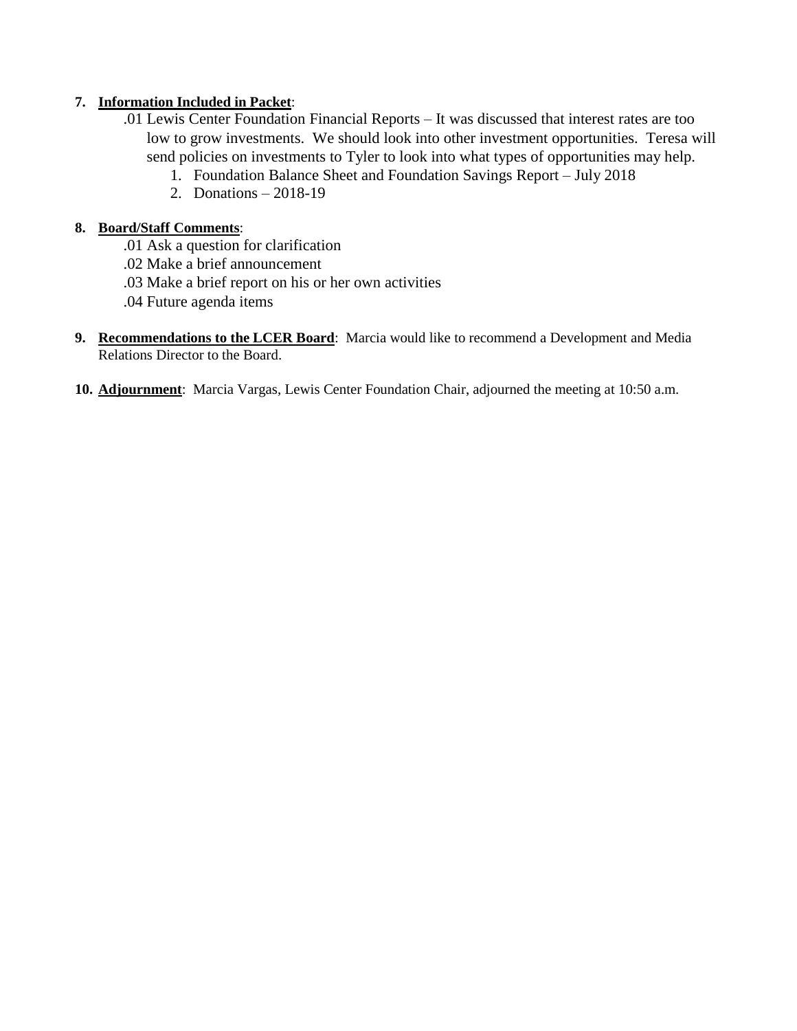7. **Information Included in Packet**:
   .01 Lewis Center Foundation Financial Reports – It was discussed that interest rates are too low to grow investments. We should look into other investment opportunities. Teresa will send policies on investments to Tyler to look into what types of opportunities may help.
      1. Foundation Balance Sheet and Foundation Savings Report – July 2018
      2. Donations – 2018-19

8. **Board/Staff Comments**:
   .01 Ask a question for clarification
   .02 Make a brief announcement
   .03 Make a brief report on his or her own activities
   .04 Future agenda items

9. **Recommendations to the LCER Board**: Marcia would like to recommend a Development and Media Relations Director to the Board.

10. **Adjournment**: Marcia Vargas, Lewis Center Foundation Chair, adjourned the meeting at 10:50 a.m.